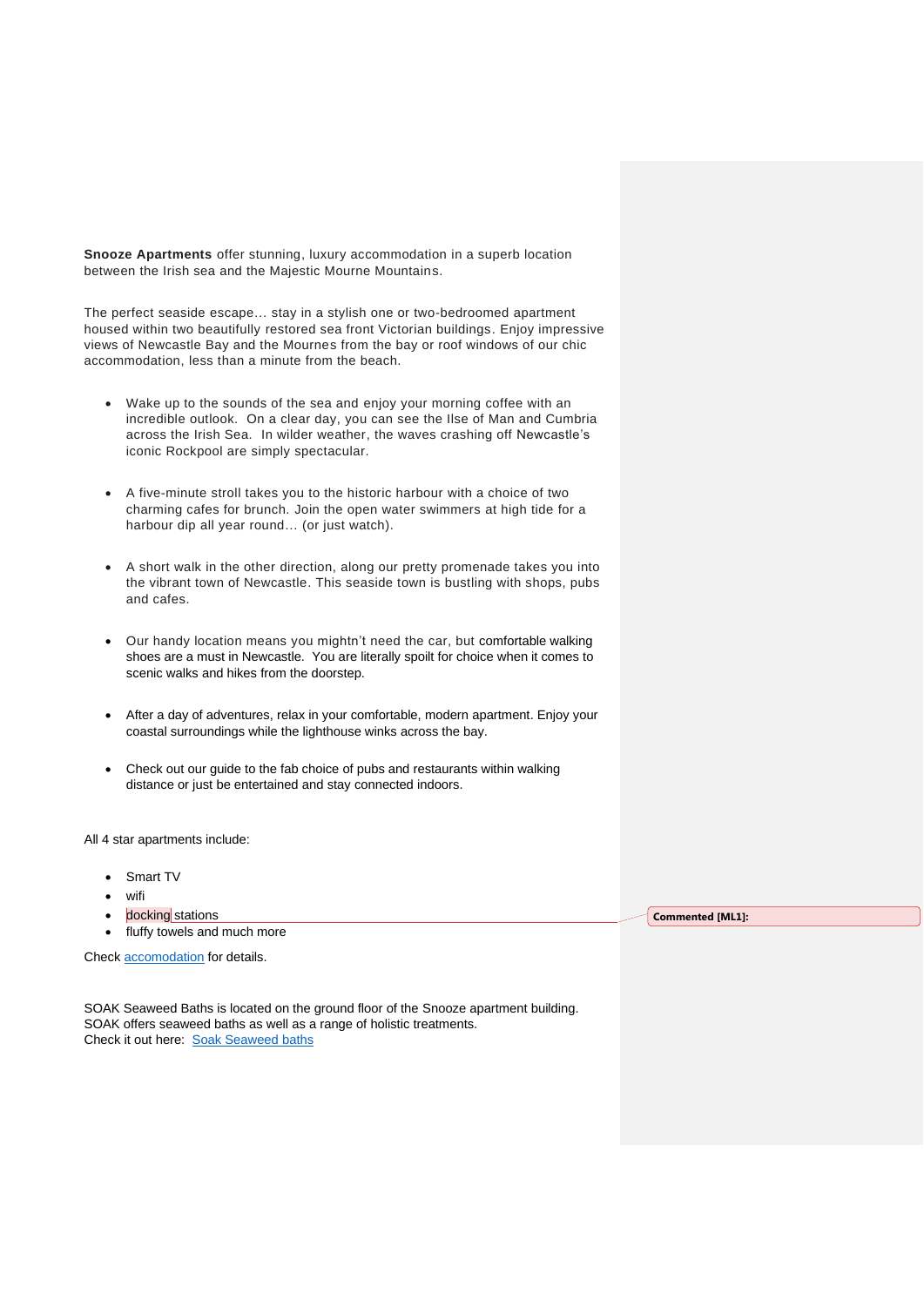**Snooze Apartments** offer stunning, luxury accommodation in a superb location between the Irish sea and the Majestic Mourne Mountains.

The perfect seaside escape… stay in a stylish one or two-bedroomed apartment housed within two beautifully restored sea front Victorian buildings. Enjoy impressive views of Newcastle Bay and the Mournes from the bay or roof windows of our chic accommodation, less than a minute from the beach.

- Wake up to the sounds of the sea and enjoy your morning coffee with an incredible outlook. On a clear day, you can see the Ilse of Man and Cumbria across the Irish Sea. In wilder weather, the waves crashing off Newcastle's iconic Rockpool are simply spectacular.

- A five-minute stroll takes you to the historic harbour with a choice of two charming cafes for brunch. Join the open water swimmers at high tide for a harbour dip all year round… (or just watch).

- A short walk in the other direction, along our pretty promenade takes you into the vibrant town of Newcastle. This seaside town is bustling with shops, pubs and cafes.

- Our handy location means you mightn't need the car, but comfortable walking shoes are a must in Newcastle. You are literally spoilt for choice when it comes to scenic walks and hikes from the doorstep.

- After a day of adventures, relax in your comfortable, modern apartment. Enjoy your coastal surroundings while the lighthouse winks across the bay.

- Check out our guide to the fab choice of pubs and restaurants within walking distance or just be entertained and stay connected indoors.

All 4 star apartments include:

- Smart TV
- wifi
- docking stations
- fluffy towels and much more

Commented [ML1]:

Check [accomodation] for details.

SOAK Seaweed Baths is located on the ground floor of the Snooze apartment building. SOAK offers seaweed baths as well as a range of holistic treatments.
Check it out here: [Soak Seaweed baths]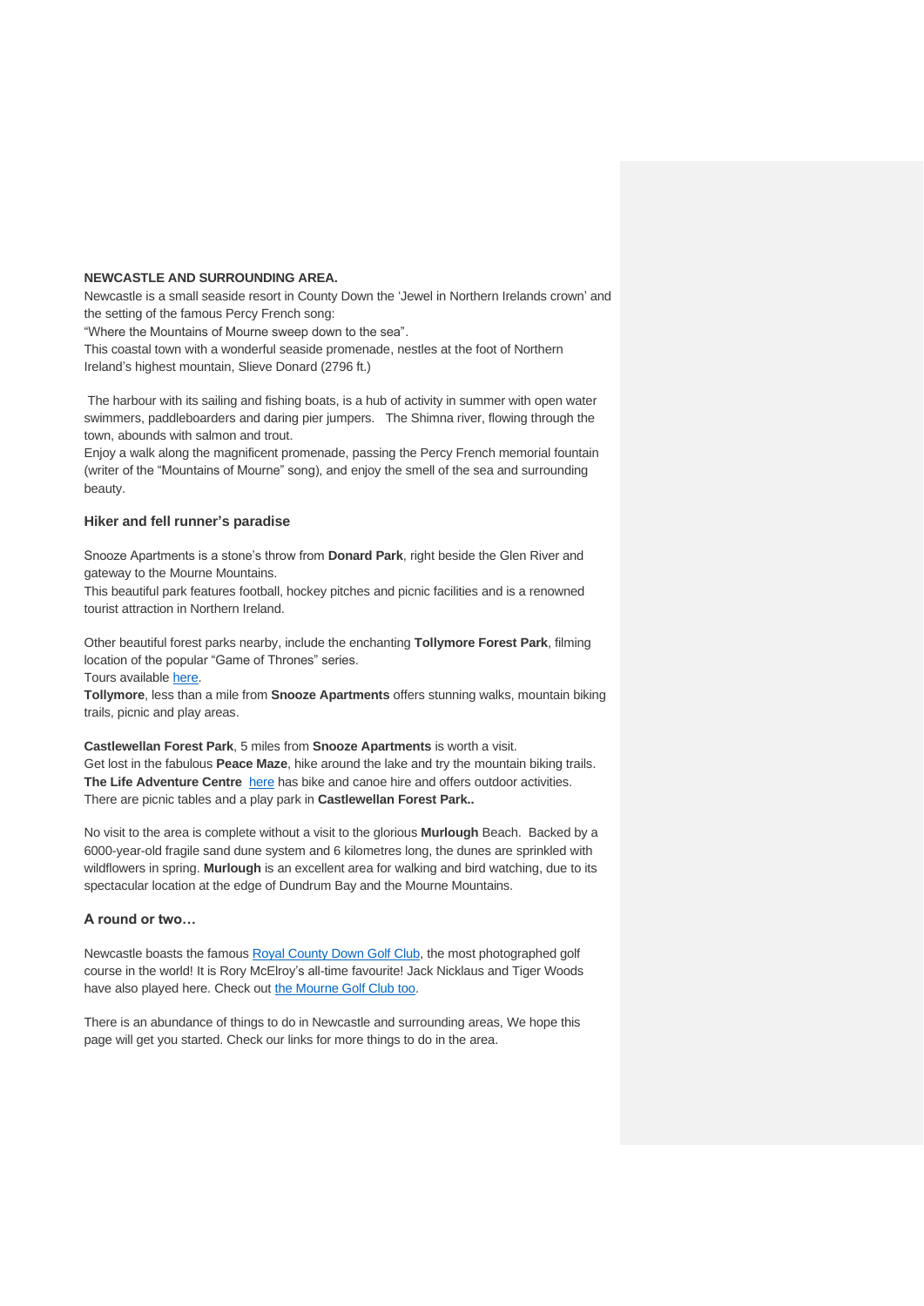**NEWCASTLE AND SURROUNDING AREA.**

Newcastle is a small seaside resort in County Down the 'Jewel in Northern Irelands crown' and the setting of the famous Percy French song:

"Where the Mountains of Mourne sweep down to the sea".

This coastal town with a wonderful seaside promenade, nestles at the foot of Northern Ireland's highest mountain, Slieve Donard (2796 ft.)

The harbour with its sailing and fishing boats, is a hub of activity in summer with open water swimmers, paddleboarders and daring pier jumpers. The Shimna river, flowing through the town, abounds with salmon and trout.

Enjoy a walk along the magnificent promenade, passing the Percy French memorial fountain (writer of the "Mountains of Mourne" song), and enjoy the smell of the sea and surrounding beauty.

### Hiker and fell runner's paradise

Snooze Apartments is a stone's throw from **Donard Park**, right beside the Glen River and gateway to the Mourne Mountains.

This beautiful park features football, hockey pitches and picnic facilities and is a renowned tourist attraction in Northern Ireland.

Other beautiful forest parks nearby, include the enchanting **Tollymore Forest Park**, filming location of the popular "Game of Thrones" series.

Tours available here.

**Tollymore**, less than a mile from **Snooze Apartments** offers stunning walks, mountain biking trails, picnic and play areas.

**Castlewellan Forest Park**, 5 miles from **Snooze Apartments** is worth a visit.

Get lost in the fabulous **Peace Maze**, hike around the lake and try the mountain biking trails.

**The Life Adventure Centre** here has bike and canoe hire and offers outdoor activities.

There are picnic tables and a play park in **Castlewellan Forest Park..**

No visit to the area is complete without a visit to the glorious **Murlough** Beach. Backed by a 6000-year-old fragile sand dune system and 6 kilometres long, the dunes are sprinkled with wildflowers in spring. **Murlough** is an excellent area for walking and bird watching, due to its spectacular location at the edge of Dundrum Bay and the Mourne Mountains.

### A round or two…

Newcastle boasts the famous Royal County Down Golf Club, the most photographed golf course in the world! It is Rory McElroy's all-time favourite! Jack Nicklaus and Tiger Woods have also played here. Check out the Mourne Golf Club too.

There is an abundance of things to do in Newcastle and surrounding areas, We hope this page will get you started. Check our links for more things to do in the area.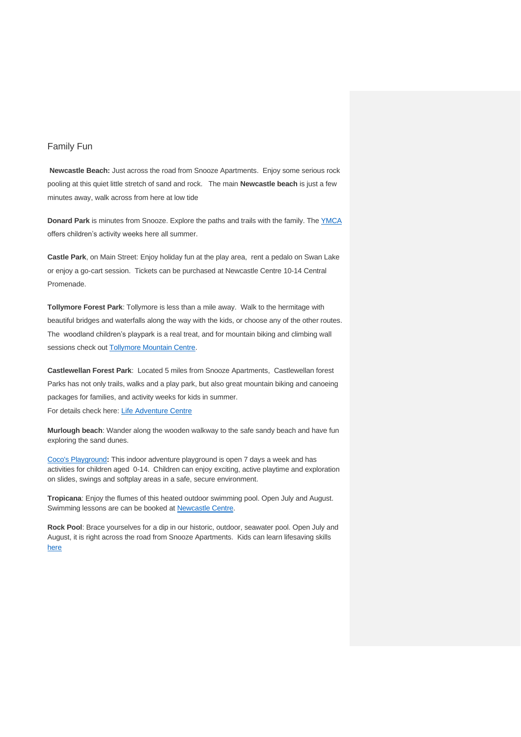## Family Fun

**Newcastle Beach:** Just across the road from Snooze Apartments. Enjoy some serious rock pooling at this quiet little stretch of sand and rock. The main **Newcastle beach** is just a few minutes away, walk across from here at low tide

**Donard Park** is minutes from Snooze. Explore the paths and trails with the family. The YMCA offers children's activity weeks here all summer.

**Castle Park**, on Main Street: Enjoy holiday fun at the play area, rent a pedalo on Swan Lake or enjoy a go-cart session. Tickets can be purchased at Newcastle Centre 10-14 Central Promenade.

**Tollymore Forest Park**: Tollymore is less than a mile away. Walk to the hermitage with beautiful bridges and waterfalls along the way with the kids, or choose any of the other routes. The woodland children's playpark is a real treat, and for mountain biking and climbing wall sessions check out Tollymore Mountain Centre.

**Castlewellan Forest Park**: Located 5 miles from Snooze Apartments, Castlewellan forest Parks has not only trails, walks and a play park, but also great mountain biking and canoeing packages for families, and activity weeks for kids in summer.
For details check here: Life Adventure Centre

**Murlough beach**: Wander along the wooden walkway to the safe sandy beach and have fun exploring the sand dunes.

Coco's Playground**:** This indoor adventure playground is open 7 days a week and has activities for children aged 0-14. Children can enjoy exciting, active playtime and exploration on slides, swings and softplay areas in a safe, secure environment.

**Tropicana**: Enjoy the flumes of this heated outdoor swimming pool. Open July and August. Swimming lessons are can be booked at Newcastle Centre.

**Rock Pool**: Brace yourselves for a dip in our historic, outdoor, seawater pool. Open July and August, it is right across the road from Snooze Apartments. Kids can learn lifesaving skills here